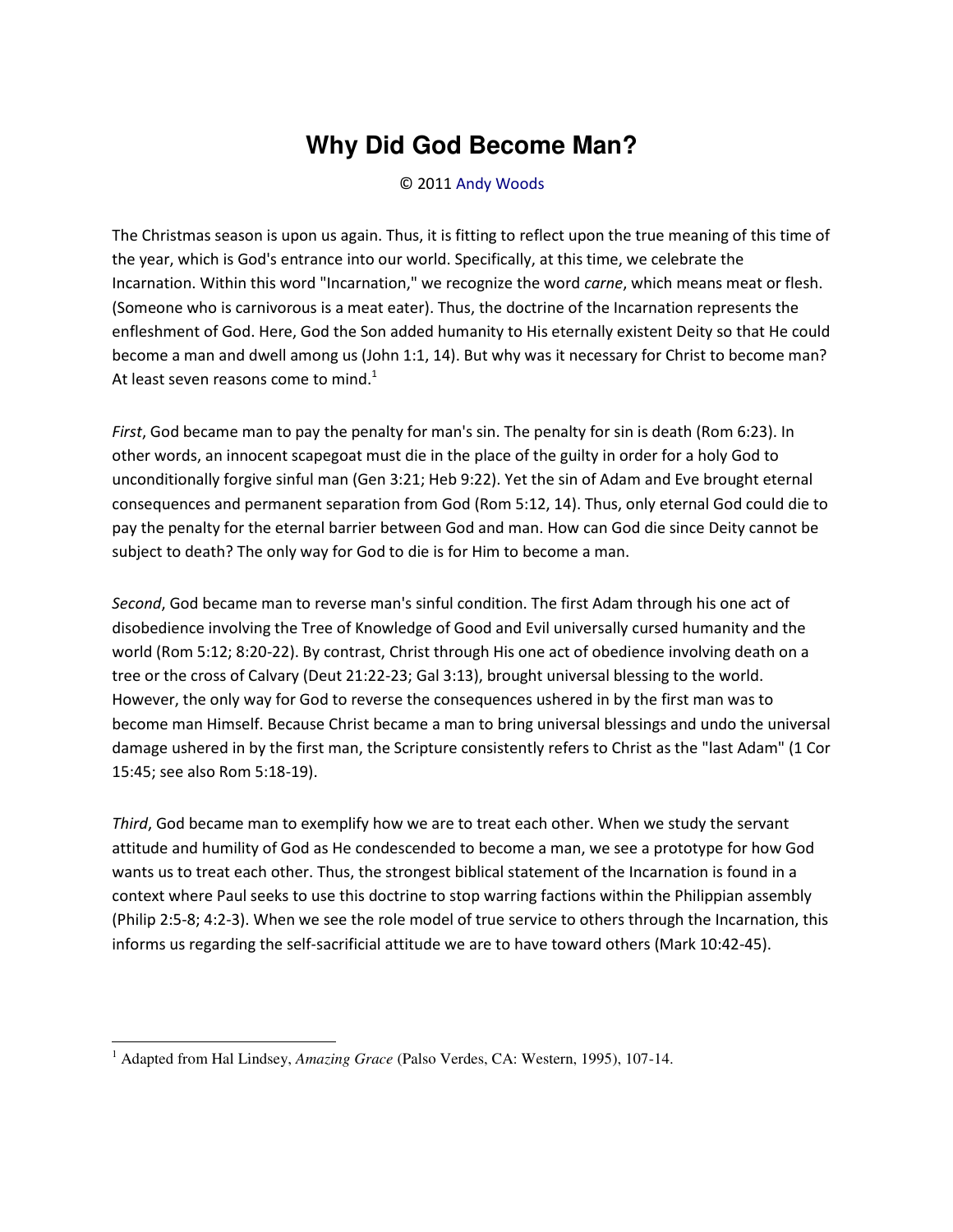# Why Did God Become Man?

© 2011 Andy Woods

The Christmas season is upon us again. Thus, it is fitting to reflect upon the true meaning of this time of the year, which is God's entrance into our world. Specifically, at this time, we celebrate the Incarnation. Within this word "Incarnation," we recognize the word *carne*, which means meat or flesh. (Someone who is carnivorous is a meat eater). Thus, the doctrine of the Incarnation represents the enfleshment of God. Here, God the Son added humanity to His eternally existent Deity so that He could become a man and dwell among us (John 1:1, 14). But why was it necessary for Christ to become man? At least seven reasons come to mind.[1]

*First*, God became man to pay the penalty for man's sin. The penalty for sin is death (Rom 6:23). In other words, an innocent scapegoat must die in the place of the guilty in order for a holy God to unconditionally forgive sinful man (Gen 3:21; Heb 9:22). Yet the sin of Adam and Eve brought eternal consequences and permanent separation from God (Rom 5:12, 14). Thus, only eternal God could die to pay the penalty for the eternal barrier between God and man. How can God die since Deity cannot be subject to death? The only way for God to die is for Him to become a man.

*Second*, God became man to reverse man's sinful condition. The first Adam through his one act of disobedience involving the Tree of Knowledge of Good and Evil universally cursed humanity and the world (Rom 5:12; 8:20-22). By contrast, Christ through His one act of obedience involving death on a tree or the cross of Calvary (Deut 21:22-23; Gal 3:13), brought universal blessing to the world. However, the only way for God to reverse the consequences ushered in by the first man was to become man Himself. Because Christ became a man to bring universal blessings and undo the universal damage ushered in by the first man, the Scripture consistently refers to Christ as the "last Adam" (1 Cor 15:45; see also Rom 5:18-19).

*Third*, God became man to exemplify how we are to treat each other. When we study the servant attitude and humility of God as He condescended to become a man, we see a prototype for how God wants us to treat each other. Thus, the strongest biblical statement of the Incarnation is found in a context where Paul seeks to use this doctrine to stop warring factions within the Philippian assembly (Philip 2:5-8; 4:2-3). When we see the role model of true service to others through the Incarnation, this informs us regarding the self-sacrificial attitude we are to have toward others (Mark 10:42-45).

---

[1] Adapted from Hal Lindsey, *Amazing Grace* (Palso Verdes, CA: Western, 1995), 107-14.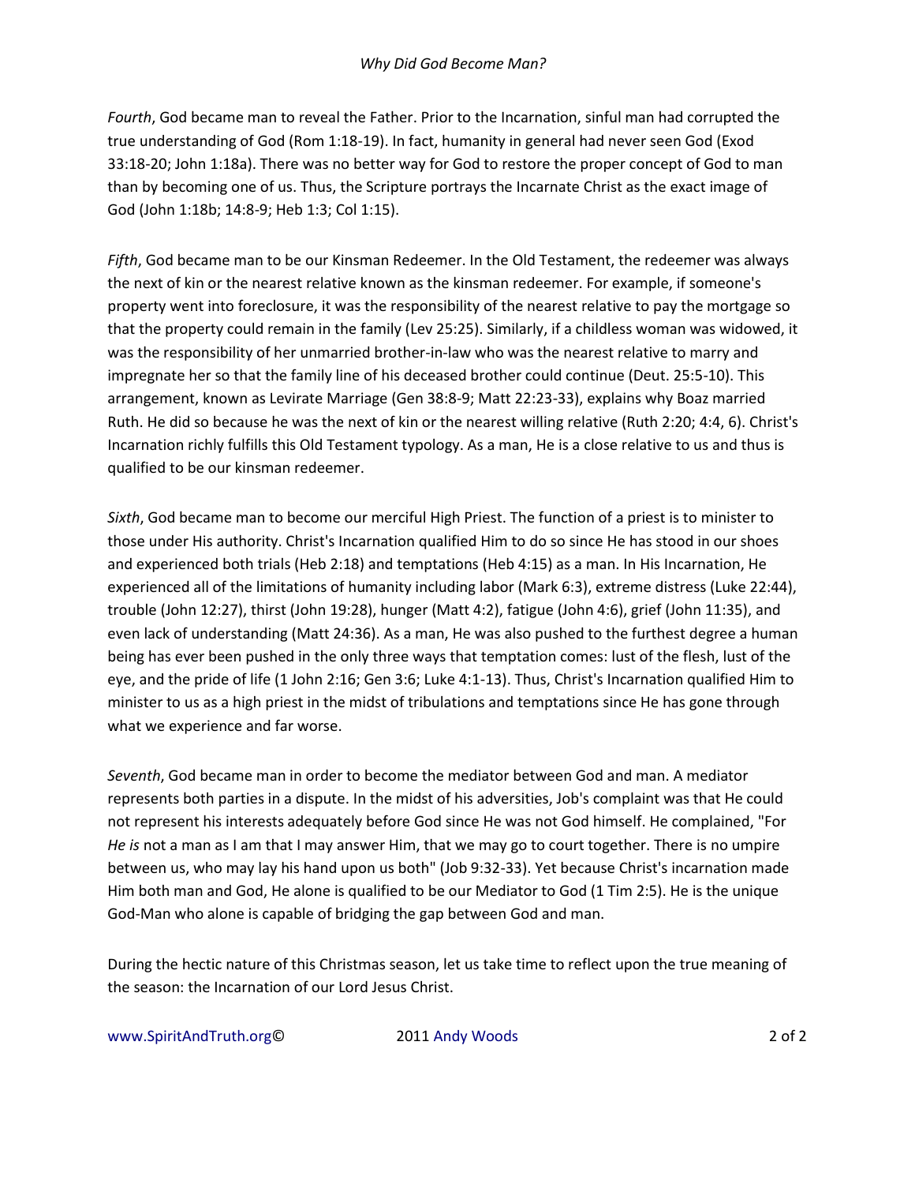*Fourth*, God became man to reveal the Father. Prior to the Incarnation, sinful man had corrupted the true understanding of God (Rom 1:18-19). In fact, humanity in general had never seen God (Exod 33:18-20; John 1:18a). There was no better way for God to restore the proper concept of God to man than by becoming one of us. Thus, the Scripture portrays the Incarnate Christ as the exact image of God (John 1:18b; 14:8-9; Heb 1:3; Col 1:15).

*Fifth*, God became man to be our Kinsman Redeemer. In the Old Testament, the redeemer was always the next of kin or the nearest relative known as the kinsman redeemer. For example, if someone's property went into foreclosure, it was the responsibility of the nearest relative to pay the mortgage so that the property could remain in the family (Lev 25:25). Similarly, if a childless woman was widowed, it was the responsibility of her unmarried brother-in-law who was the nearest relative to marry and impregnate her so that the family line of his deceased brother could continue (Deut. 25:5-10). This arrangement, known as Levirate Marriage (Gen 38:8-9; Matt 22:23-33), explains why Boaz married Ruth. He did so because he was the next of kin or the nearest willing relative (Ruth 2:20; 4:4, 6). Christ's Incarnation richly fulfills this Old Testament typology. As a man, He is a close relative to us and thus is qualified to be our kinsman redeemer.

*Sixth*, God became man to become our merciful High Priest. The function of a priest is to minister to those under His authority. Christ's Incarnation qualified Him to do so since He has stood in our shoes and experienced both trials (Heb 2:18) and temptations (Heb 4:15) as a man. In His Incarnation, He experienced all of the limitations of humanity including labor (Mark 6:3), extreme distress (Luke 22:44), trouble (John 12:27), thirst (John 19:28), hunger (Matt 4:2), fatigue (John 4:6), grief (John 11:35), and even lack of understanding (Matt 24:36). As a man, He was also pushed to the furthest degree a human being has ever been pushed in the only three ways that temptation comes: lust of the flesh, lust of the eye, and the pride of life (1 John 2:16; Gen 3:6; Luke 4:1-13). Thus, Christ's Incarnation qualified Him to minister to us as a high priest in the midst of tribulations and temptations since He has gone through what we experience and far worse.

*Seventh*, God became man in order to become the mediator between God and man. A mediator represents both parties in a dispute. In the midst of his adversities, Job's complaint was that He could not represent his interests adequately before God since He was not God himself. He complained, "For *He is* not a man as I am that I may answer Him, that we may go to court together. There is no umpire between us, who may lay his hand upon us both" (Job 9:32-33). Yet because Christ's incarnation made Him both man and God, He alone is qualified to be our Mediator to God (1 Tim 2:5). He is the unique God-Man who alone is capable of bridging the gap between God and man.

During the hectic nature of this Christmas season, let us take time to reflect upon the true meaning of the season: the Incarnation of our Lord Jesus Christ.